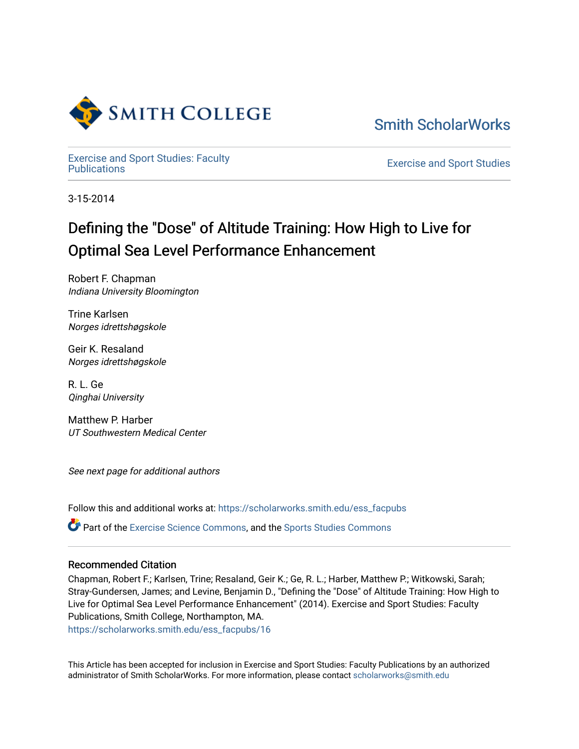Smith College

Smith ScholarWorks

Exercise and Sport Studies: Faculty Publications

Exercise and Sport Studies

3-15-2014

# Defining the "Dose" of Altitude Training: How High to Live for Optimal Sea Level Performance Enhancement

Robert F. Chapman
*Indiana University Bloomington*

Trine Karlsen
*Norges idrettshøgskole*

Geir K. Resaland
*Norges idrettshøgskole*

R. L. Ge
*Qinghai University*

Matthew P. Harber
*UT Southwestern Medical Center*

*See next page for additional authors*

Follow this and additional works at: https://scholarworks.smith.edu/ess_facpubs

Part of the Exercise Science Commons, and the Sports Studies Commons

## Recommended Citation

Chapman, Robert F.; Karlsen, Trine; Resaland, Geir K.; Ge, R. L.; Harber, Matthew P.; Witkowski, Sarah; Stray-Gundersen, James; and Levine, Benjamin D., "Defining the "Dose" of Altitude Training: How High to Live for Optimal Sea Level Performance Enhancement" (2014). Exercise and Sport Studies: Faculty Publications, Smith College, Northampton, MA.
https://scholarworks.smith.edu/ess_facpubs/16

This Article has been accepted for inclusion in Exercise and Sport Studies: Faculty Publications by an authorized administrator of Smith ScholarWorks. For more information, please contact scholarworks@smith.edu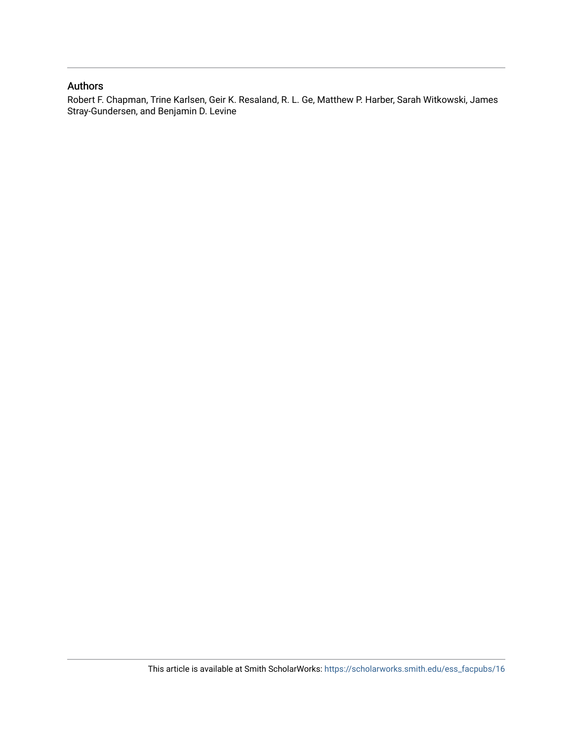## Authors

Robert F. Chapman, Trine Karlsen, Geir K. Resaland, R. L. Ge, Matthew P. Harber, Sarah Witkowski, James Stray-Gundersen, and Benjamin D. Levine

This article is available at Smith ScholarWorks: https://scholarworks.smith.edu/ess_facpubs/16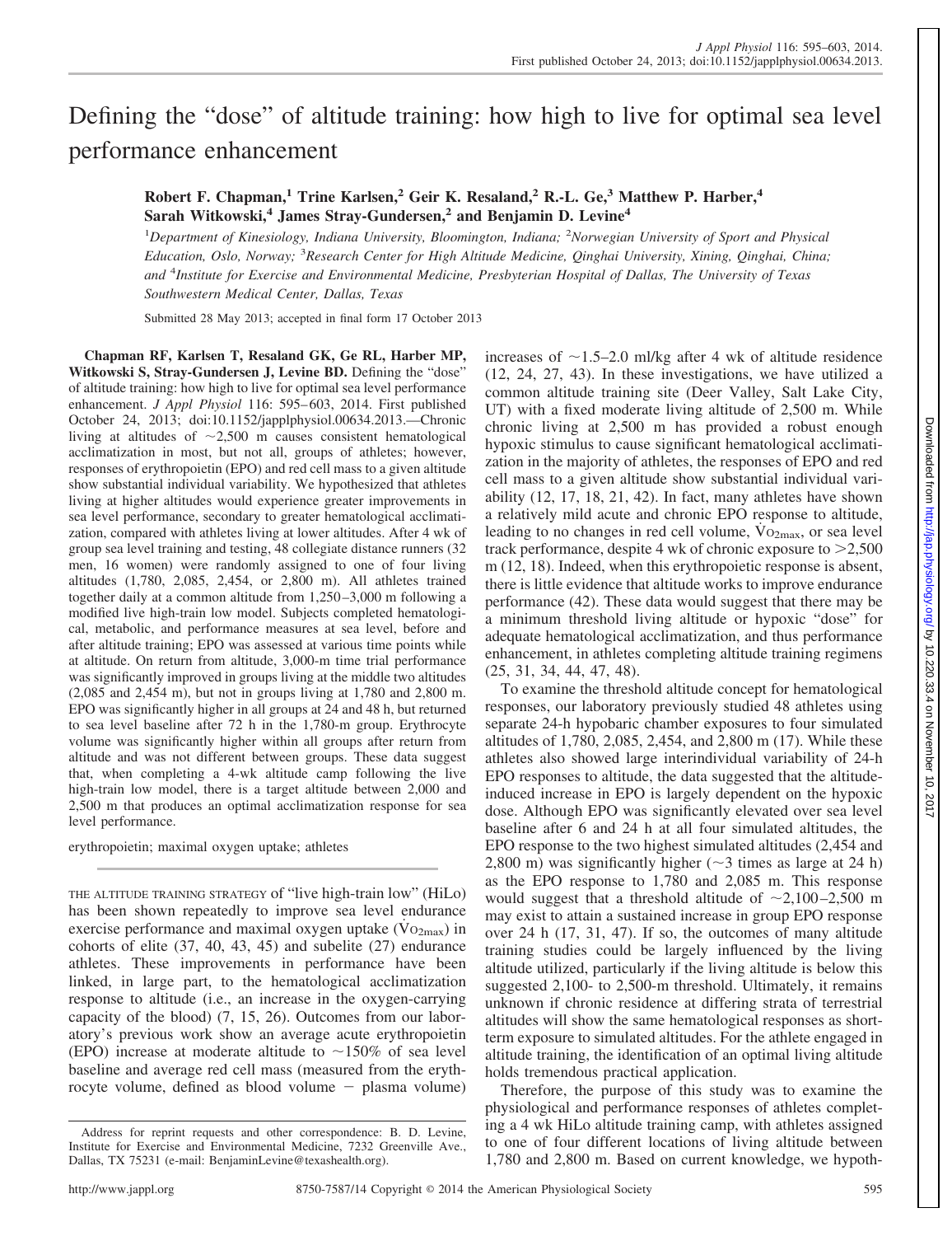# Defining the "dose" of altitude training: how high to live for optimal sea level performance enhancement

**Robert F. Chapman,[1] Trine Karlsen,[2] Geir K. Resaland,[2] R.-L. Ge,[3] Matthew P. Harber,[4] Sarah Witkowski,[4] James Stray-Gundersen,[2] and Benjamin D. Levine[4]**

[1]*Department of Kinesiology, Indiana University, Bloomington, Indiana;* [2]*Norwegian University of Sport and Physical Education, Oslo, Norway;* [3]*Research Center for High Altitude Medicine, Qinghai University, Xining, Qinghai, China; and* [4]*Institute for Exercise and Environmental Medicine, Presbyterian Hospital of Dallas, The University of Texas Southwestern Medical Center, Dallas, Texas*

Submitted 28 May 2013; accepted in final form 17 October 2013

**Chapman RF, Karlsen T, Resaland GK, Ge RL, Harber MP, Witkowski S, Stray-Gundersen J, Levine BD.** Defining the "dose" of altitude training: how high to live for optimal sea level performance enhancement. *J Appl Physiol* 116: 595–603, 2014. First published October 24, 2013; doi:10.1152/japplphysiol.00634.2013.—Chronic living at altitudes of ~2,500 m causes consistent hematological acclimatization in most, but not all, groups of athletes; however, responses of erythropoietin (EPO) and red cell mass to a given altitude show substantial individual variability. We hypothesized that athletes living at higher altitudes would experience greater improvements in sea level performance, secondary to greater hematological acclimatization, compared with athletes living at lower altitudes. After 4 wk of group sea level training and testing, 48 collegiate distance runners (32 men, 16 women) were randomly assigned to one of four living altitudes (1,780, 2,085, 2,454, or 2,800 m). All athletes trained together daily at a common altitude from 1,250–3,000 m following a modified live high-train low model. Subjects completed hematological, metabolic, and performance measures at sea level, before and after altitude training; EPO was assessed at various time points while at altitude. On return from altitude, 3,000-m time trial performance was significantly improved in groups living at the middle two altitudes (2,085 and 2,454 m), but not in groups living at 1,780 and 2,800 m. EPO was significantly higher in all groups at 24 and 48 h, but returned to sea level baseline after 72 h in the 1,780-m group. Erythrocyte volume was significantly higher within all groups after return from altitude and was not different between groups. These data suggest that, when completing a 4-wk altitude camp following the live high-train low model, there is a target altitude between 2,000 and 2,500 m that produces an optimal acclimatization response for sea level performance.

erythropoietin; maximal oxygen uptake; athletes

THE ALTITUDE TRAINING STRATEGY of "live high-train low" (HiLo) has been shown repeatedly to improve sea level endurance exercise performance and maximal oxygen uptake ($\dot{V}O_{2max}$) in cohorts of elite (37, 40, 43, 45) and subelite (27) endurance athletes. These improvements in performance have been linked, in large part, to the hematological acclimatization response to altitude (i.e., an increase in the oxygen-carrying capacity of the blood) (7, 15, 26). Outcomes from our laboratory's previous work show an average acute erythropoietin (EPO) increase at moderate altitude to ~150% of sea level baseline and average red cell mass (measured from the erythrocyte volume, defined as blood volume − plasma volume) increases of ~1.5–2.0 ml/kg after 4 wk of altitude residence (12, 24, 27, 43). In these investigations, we have utilized a common altitude training site (Deer Valley, Salt Lake City, UT) with a fixed moderate living altitude of 2,500 m. While chronic living at 2,500 m has provided a robust enough hypoxic stimulus to cause significant hematological acclimatization in the majority of athletes, the responses of EPO and red cell mass to a given altitude show substantial individual variability (12, 17, 18, 21, 42). In fact, many athletes have shown a relatively mild acute and chronic EPO response to altitude, leading to no changes in red cell volume, $\dot{V}O_{2max}$, or sea level track performance, despite 4 wk of chronic exposure to >2,500 m (12, 18). Indeed, when this erythropoietic response is absent, there is little evidence that altitude works to improve endurance performance (42). These data would suggest that there may be a minimum threshold living altitude or hypoxic "dose" for adequate hematological acclimatization, and thus performance enhancement, in athletes completing altitude training regimens (25, 31, 34, 44, 47, 48).

To examine the threshold altitude concept for hematological responses, our laboratory previously studied 48 athletes using separate 24-h hypobaric chamber exposures to four simulated altitudes of 1,780, 2,085, 2,454, and 2,800 m (17). While these athletes also showed large interindividual variability of 24-h EPO responses to altitude, the data suggested that the altitude-induced increase in EPO is largely dependent on the hypoxic dose. Although EPO was significantly elevated over sea level baseline after 6 and 24 h at all four simulated altitudes, the EPO response to the two highest simulated altitudes (2,454 and 2,800 m) was significantly higher (~3 times as large at 24 h) as the EPO response to 1,780 and 2,085 m. This response would suggest that a threshold altitude of ~2,100–2,500 m may exist to attain a sustained increase in group EPO response over 24 h (17, 31, 47). If so, the outcomes of many altitude training studies could be largely influenced by the living altitude utilized, particularly if the living altitude is below this suggested 2,100- to 2,500-m threshold. Ultimately, it remains unknown if chronic residence at differing strata of terrestrial altitudes will show the same hematological responses as short-term exposure to simulated altitudes. For the athlete engaged in altitude training, the identification of an optimal living altitude holds tremendous practical application.

Therefore, the purpose of this study was to examine the physiological and performance responses of athletes completing a 4 wk HiLo altitude training camp, with athletes assigned to one of four different locations of living altitude between 1,780 and 2,800 m. Based on current knowledge, we hypoth-

Address for reprint requests and other correspondence: B. D. Levine, Institute for Exercise and Environmental Medicine, 7232 Greenville Ave., Dallas, TX 75231 (e-mail: BenjaminLevine@texashealth.org).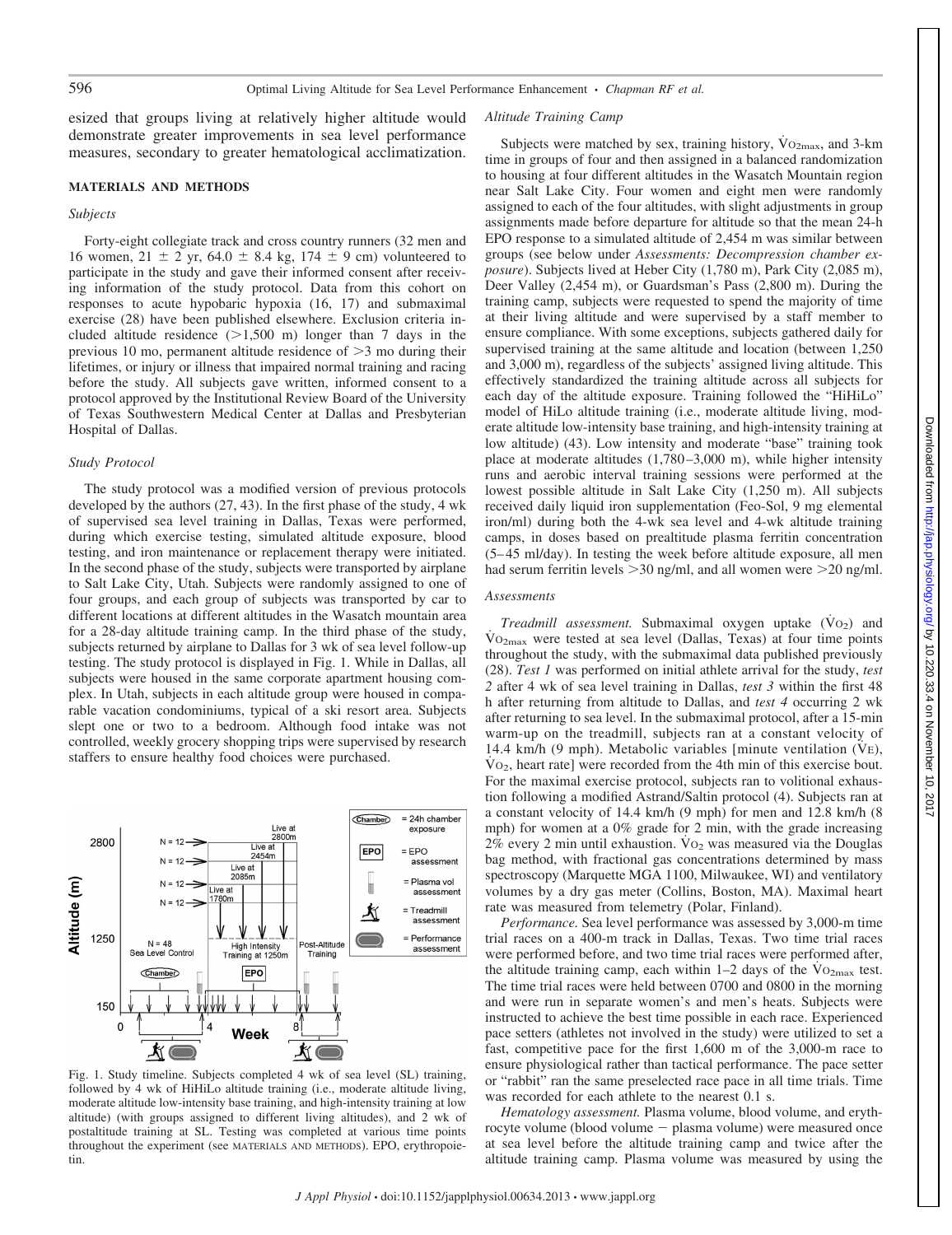esized that groups living at relatively higher altitude would demonstrate greater improvements in sea level performance measures, secondary to greater hematological acclimatization.

## MATERIALS AND METHODS

### Subjects

Forty-eight collegiate track and cross country runners (32 men and 16 women, 21 ± 2 yr, 64.0 ± 8.4 kg, 174 ± 9 cm) volunteered to participate in the study and gave their informed consent after receiving information of the study protocol. Data from this cohort on responses to acute hypobaric hypoxia (16, 17) and submaximal exercise (28) have been published elsewhere. Exclusion criteria included altitude residence (>1,500 m) longer than 7 days in the previous 10 mo, permanent altitude residence of >3 mo during their lifetimes, or injury or illness that impaired normal training and racing before the study. All subjects gave written, informed consent to a protocol approved by the Institutional Review Board of the University of Texas Southwestern Medical Center at Dallas and Presbyterian Hospital of Dallas.

### Study Protocol

The study protocol was a modified version of previous protocols developed by the authors (27, 43). In the first phase of the study, 4 wk of supervised sea level training in Dallas, Texas were performed, during which exercise testing, simulated altitude exposure, blood testing, and iron maintenance or replacement therapy were initiated. In the second phase of the study, subjects were transported by airplane to Salt Lake City, Utah. Subjects were randomly assigned to one of four groups, and each group of subjects was transported by car to different locations at different altitudes in the Wasatch mountain area for a 28-day altitude training camp. In the third phase of the study, subjects returned by airplane to Dallas for 3 wk of sea level follow-up testing. The study protocol is displayed in Fig. 1. While in Dallas, all subjects were housed in the same corporate apartment housing complex. In Utah, subjects in each altitude group were housed in comparable vacation condominiums, typical of a ski resort area. Subjects slept one or two to a bedroom. Although food intake was not controlled, weekly grocery shopping trips were supervised by research staffers to ensure healthy food choices were purchased.

Fig. 1. Study timeline. Subjects completed 4 wk of sea level (SL) training, followed by 4 wk of HiHiLo altitude training (i.e., moderate altitude living, moderate altitude low-intensity base training, and high-intensity training at low altitude) (with groups assigned to different living altitudes), and 2 wk of postaltitude training at SL. Testing was completed at various time points throughout the experiment (see MATERIALS AND METHODS). EPO, erythropoietin.

### Altitude Training Camp

Subjects were matched by sex, training history, $\dot{V}O_{2max}$, and 3-km time in groups of four and then assigned in a balanced randomization to housing at four different altitudes in the Wasatch Mountain region near Salt Lake City. Four women and eight men were randomly assigned to each of the four altitudes, with slight adjustments in group assignments made before departure for altitude so that the mean 24-h EPO response to a simulated altitude of 2,454 m was similar between groups (see below under *Assessments: Decompression chamber exposure*). Subjects lived at Heber City (1,780 m), Park City (2,085 m), Deer Valley (2,454 m), or Guardsman's Pass (2,800 m). During the training camp, subjects were requested to spend the majority of time at their living altitude and were supervised by a staff member to ensure compliance. With some exceptions, subjects gathered daily for supervised training at the same altitude and location (between 1,250 and 3,000 m), regardless of the subjects' assigned living altitude. This effectively standardized the training altitude across all subjects for each day of the altitude exposure. Training followed the "HiHiLo" model of HiLo altitude training (i.e., moderate altitude living, moderate altitude low-intensity base training, and high-intensity training at low altitude) (43). Low intensity and moderate "base" training took place at moderate altitudes (1,780–3,000 m), while higher intensity runs and aerobic interval training sessions were performed at the lowest possible altitude in Salt Lake City (1,250 m). All subjects received daily liquid iron supplementation (Feo-Sol, 9 mg elemental iron/ml) during both the 4-wk sea level and 4-wk altitude training camps, in doses based on prealtitude plasma ferritin concentration (5–45 ml/day). In testing the week before altitude exposure, all men had serum ferritin levels >30 ng/ml, and all women were >20 ng/ml.

### Assessments

*Treadmill assessment.* Submaximal oxygen uptake ($\dot{V}O_2$) and $\dot{V}O_{2max}$ were tested at sea level (Dallas, Texas) at four time points throughout the study, with the submaximal data published previously (28). *Test 1* was performed on initial athlete arrival for the study, *test 2* after 4 wk of sea level training in Dallas, *test 3* within the first 48 h after returning from altitude to Dallas, and *test 4* occurring 2 wk after returning to sea level. In the submaximal protocol, after a 15-min warm-up on the treadmill, subjects ran at a constant velocity of 14.4 km/h (9 mph). Metabolic variables [minute ventilation ($\dot{V}_E$), $\dot{V}O_2$, heart rate] were recorded from the 4th min of this exercise bout. For the maximal exercise protocol, subjects ran to volitional exhaustion following a modified Astrand/Saltin protocol (4). Subjects ran at a constant velocity of 14.4 km/h (9 mph) for men and 12.8 km/h (8 mph) for women at a 0% grade for 2 min, with the grade increasing 2% every 2 min until exhaustion. $\dot{V}O_2$ was measured via the Douglas bag method, with fractional gas concentrations determined by mass spectroscopy (Marquette MGA 1100, Milwaukee, WI) and ventilatory volumes by a dry gas meter (Collins, Boston, MA). Maximal heart rate was measured from telemetry (Polar, Finland).

*Performance.* Sea level performance was assessed by 3,000-m time trial races on a 400-m track in Dallas, Texas. Two time trial races were performed before, and two time trial races were performed after, the altitude training camp, each within 1–2 days of the $\dot{V}O_{2max}$ test. The time trial races were held between 0700 and 0800 in the morning and were run in separate women's and men's heats. Subjects were instructed to achieve the best time possible in each race. Experienced pace setters (athletes not involved in the study) were utilized to set a fast, competitive pace for the first 1,600 m of the 3,000-m race to ensure physiological rather than tactical performance. The pace setter or "rabbit" ran the same preselected race pace in all time trials. Time was recorded for each athlete to the nearest 0.1 s.

*Hematology assessment.* Plasma volume, blood volume, and erythrocyte volume (blood volume − plasma volume) were measured once at sea level before the altitude training camp and twice after the altitude training camp. Plasma volume was measured by using the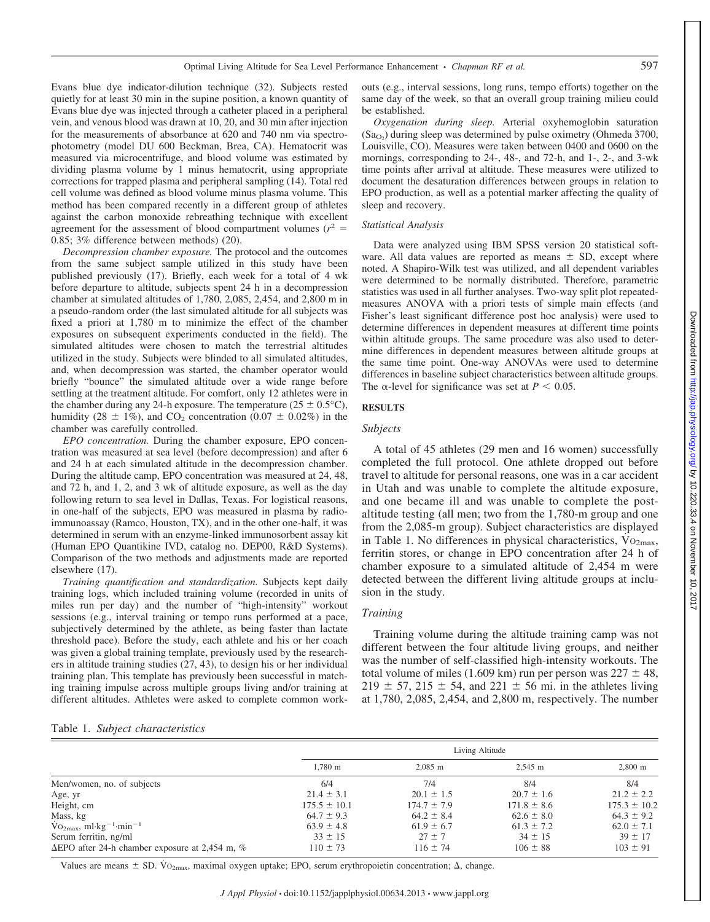Evans blue dye indicator-dilution technique (32). Subjects rested quietly for at least 30 min in the supine position, a known quantity of Evans blue dye was injected through a catheter placed in a peripheral vein, and venous blood was drawn at 10, 20, and 30 min after injection for the measurements of absorbance at 620 and 740 nm via spectrophotometry (model DU 600 Beckman, Brea, CA). Hematocrit was measured via microcentrifuge, and blood volume was estimated by dividing plasma volume by 1 minus hematocrit, using appropriate corrections for trapped plasma and peripheral sampling (14). Total red cell volume was defined as blood volume minus plasma volume. This method has been compared recently in a different group of athletes against the carbon monoxide rebreathing technique with excellent agreement for the assessment of blood compartment volumes ($r^2$ = 0.85; 3% difference between methods) (20).

*Decompression chamber exposure.* The protocol and the outcomes from the same subject sample utilized in this study have been published previously (17). Briefly, each week for a total of 4 wk before departure to altitude, subjects spent 24 h in a decompression chamber at simulated altitudes of 1,780, 2,085, 2,454, and 2,800 m in a pseudo-random order (the last simulated altitude for all subjects was fixed a priori at 1,780 m to minimize the effect of the chamber exposures on subsequent experiments conducted in the field). The simulated altitudes were chosen to match the terrestrial altitudes utilized in the study. Subjects were blinded to all simulated altitudes, and, when decompression was started, the chamber operator would briefly "bounce" the simulated altitude over a wide range before settling at the treatment altitude. For comfort, only 12 athletes were in the chamber during any 24-h exposure. The temperature (25 ± 0.5°C), humidity (28 ± 1%), and $CO_2$ concentration (0.07 ± 0.02%) in the chamber was carefully controlled.

*EPO concentration.* During the chamber exposure, EPO concentration was measured at sea level (before decompression) and after 6 and 24 h at each simulated altitude in the decompression chamber. During the altitude camp, EPO concentration was measured at 24, 48, and 72 h, and 1, 2, and 3 wk of altitude exposure, as well as the day following return to sea level in Dallas, Texas. For logistical reasons, in one-half of the subjects, EPO was measured in plasma by radioimmunoassay (Ramco, Houston, TX), and in the other one-half, it was determined in serum with an enzyme-linked immunosorbent assay kit (Human EPO Quantikine IVD, catalog no. DEP00, R&D Systems). Comparison of the two methods and adjustments made are reported elsewhere (17).

*Training quantification and standardization.* Subjects kept daily training logs, which included training volume (recorded in units of miles run per day) and the number of "high-intensity" workout sessions (e.g., interval training or tempo runs performed at a pace, subjectively determined by the athlete, as being faster than lactate threshold pace). Before the study, each athlete and his or her coach was given a global training template, previously used by the researchers in altitude training studies (27, 43), to design his or her individual training plan. This template has previously been successful in matching training impulse across multiple groups living and/or training at different altitudes. Athletes were asked to complete common workouts (e.g., interval sessions, long runs, tempo efforts) together on the same day of the week, so that an overall group training milieu could be established.

*Oxygenation during sleep.* Arterial oxyhemoglobin saturation ($Sa_{O_2}$) during sleep was determined by pulse oximetry (Ohmeda 3700, Louisville, CO). Measures were taken between 0400 and 0600 on the mornings, corresponding to 24-, 48-, and 72-h, and 1-, 2-, and 3-wk time points after arrival at altitude. These measures were utilized to document the desaturation differences between groups in relation to EPO production, as well as a potential marker affecting the quality of sleep and recovery.

### Statistical Analysis

Data were analyzed using IBM SPSS version 20 statistical software. All data values are reported as means ± SD, except where noted. A Shapiro-Wilk test was utilized, and all dependent variables were determined to be normally distributed. Therefore, parametric statistics was used in all further analyses. Two-way split plot repeated-measures ANOVA with a priori tests of simple main effects (and Fisher's least significant difference post hoc analysis) were used to determine differences in dependent measures at different time points within altitude groups. The same procedure was also used to determine differences in dependent measures between altitude groups at the same time point. One-way ANOVAs were used to determine differences in baseline subject characteristics between altitude groups. The α-level for significance was set at $P < 0.05$.

## RESULTS

### Subjects

A total of 45 athletes (29 men and 16 women) successfully completed the full protocol. One athlete dropped out before travel to altitude for personal reasons, one was in a car accident in Utah and was unable to complete the altitude exposure, and one became ill and was unable to complete the post-altitude testing (all men; two from the 1,780-m group and one from the 2,085-m group). Subject characteristics are displayed in Table 1. No differences in physical characteristics, $\dot{V}O_{2max}$, ferritin stores, or change in EPO concentration after 24 h of chamber exposure to a simulated altitude of 2,454 m were detected between the different living altitude groups at inclusion in the study.

### Training

Training volume during the altitude training camp was not different between the four altitude living groups, and neither was the number of self-classified high-intensity workouts. The total volume of miles (1.609 km) run per person was 227 ± 48, 219 ± 57, 215 ± 54, and 221 ± 56 mi. in the athletes living at 1,780, 2,085, 2,454, and 2,800 m, respectively. The number

Table 1. *Subject characteristics*

| | Living Altitude | | | |
|---|---|---|---|---|
| | 1,780 m | 2,085 m | 2,545 m | 2,800 m |
| Men/women, no. of subjects | 6/4 | 7/4 | 8/4 | 8/4 |
| Age, yr | 21.4 ± 3.1 | 20.1 ± 1.5 | 20.7 ± 1.6 | 21.2 ± 2.2 |
| Height, cm | 175.5 ± 10.1 | 174.7 ± 7.9 | 171.8 ± 8.6 | 175.3 ± 10.2 |
| Mass, kg | 64.7 ± 9.3 | 64.2 ± 8.4 | 62.6 ± 8.0 | 64.3 ± 9.2 |
| $\dot{V}O_{2max}$, ml·kg$^{-1}$·min$^{-1}$ | 63.9 ± 4.8 | 61.9 ± 6.7 | 61.3 ± 7.2 | 62.0 ± 7.1 |
| Serum ferritin, ng/ml | 33 ± 15 | 27 ± 7 | 34 ± 15 | 39 ± 17 |
| ΔEPO after 24-h chamber exposure at 2,454 m, % | 110 ± 73 | 116 ± 74 | 106 ± 88 | 103 ± 91 |

Values are means ± SD. $\dot{V}O_{2max}$, maximal oxygen uptake; EPO, serum erythropoietin concentration; Δ, change.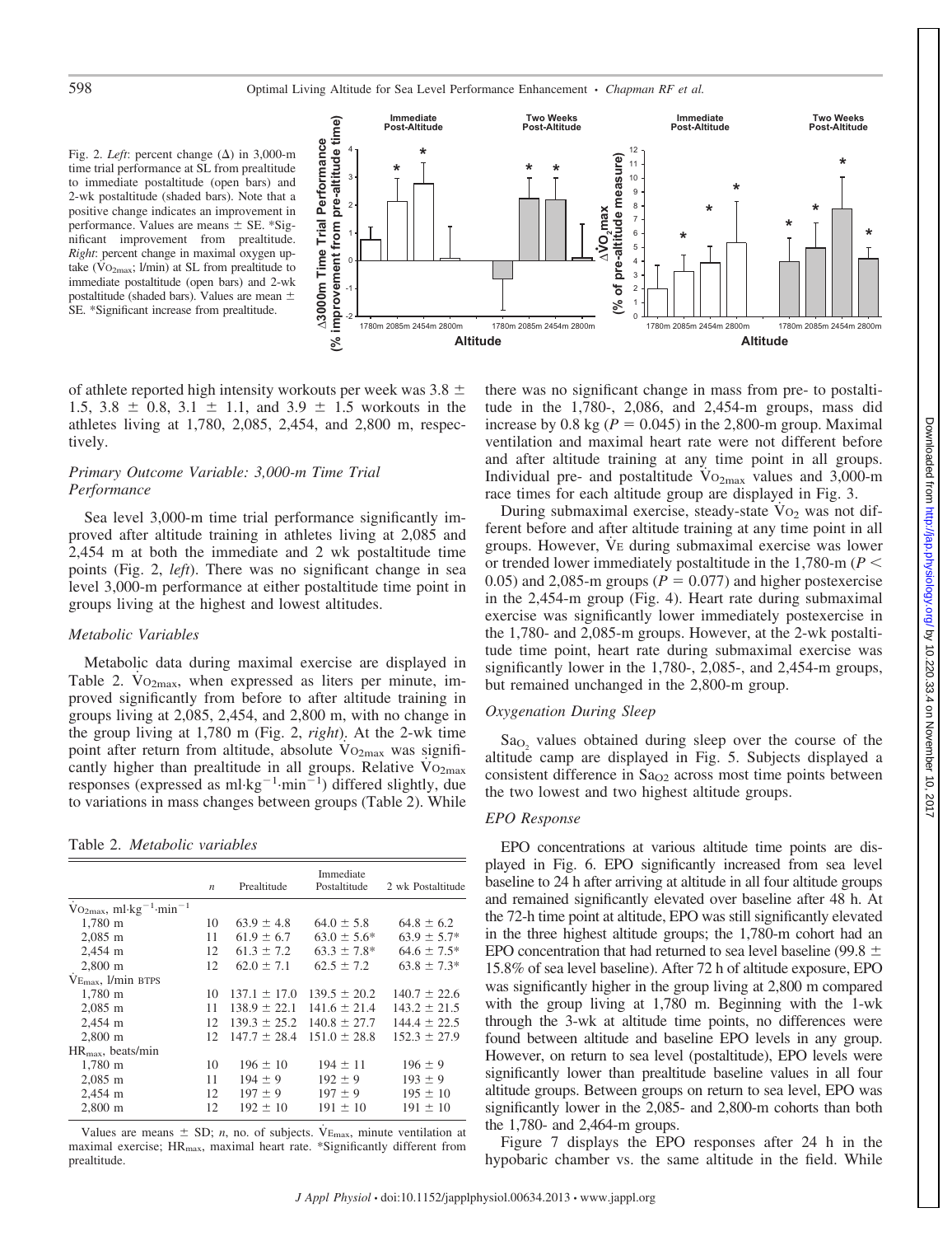Fig. 2. *Left*: percent change (Δ) in 3,000-m time trial performance at SL from prealtitude to immediate postaltitude (open bars) and 2-wk postaltitude (shaded bars). Note that a positive change indicates an improvement in performance. Values are means ± SE. *Significant improvement from prealtitude. *Right*: percent change in maximal oxygen uptake ($\dot{V}O_{2max}$; l/min) at SL from prealtitude to immediate postaltitude (open bars) and 2-wk postaltitude (shaded bars). Values are mean ± SE. *Significant increase from prealtitude.

of athlete reported high intensity workouts per week was 3.8 ± 1.5, 3.8 ± 0.8, 3.1 ± 1.1, and 3.9 ± 1.5 workouts in the athletes living at 1,780, 2,085, 2,454, and 2,800 m, respectively.

### *Primary Outcome Variable: 3,000-m Time Trial Performance*

Sea level 3,000-m time trial performance significantly improved after altitude training in athletes living at 2,085 and 2,454 m at both the immediate and 2 wk postaltitude time points (Fig. 2, *left*). There was no significant change in sea level 3,000-m performance at either postaltitude time point in groups living at the highest and lowest altitudes.

### *Metabolic Variables*

Metabolic data during maximal exercise are displayed in Table 2. $\dot{V}O_{2max}$, when expressed as liters per minute, improved significantly from before to after altitude training in groups living at 2,085, 2,454, and 2,800 m, with no change in the group living at 1,780 m (Fig. 2, *right*). At the 2-wk time point after return from altitude, absolute $\dot{V}O_{2max}$ was significantly higher than prealtitude in all groups. Relative $\dot{V}O_{2max}$ responses (expressed as $ml \cdot kg^{-1} \cdot min^{-1}$) differed slightly, due to variations in mass changes between groups (Table 2). While

Table 2. *Metabolic variables*

| | *n* | Prealtitude | Immediate Postaltitude | 2 wk Postaltitude |
|---|---|---|---|---|
| $\dot{V}O_{2max}$, $ml \cdot kg^{-1} \cdot min^{-1}$ | | | | |
| 1,780 m | 10 | 63.9 ± 4.8 | 64.0 ± 5.8 | 64.8 ± 6.2 |
| 2,085 m | 11 | 61.9 ± 6.7 | 63.0 ± 5.6* | 63.9 ± 5.7* |
| 2,454 m | 12 | 61.3 ± 7.2 | 63.3 ± 7.8* | 64.6 ± 7.5* |
| 2,800 m | 12 | 62.0 ± 7.1 | 62.5 ± 7.2 | 63.8 ± 7.3* |
| $\dot{V}E_{max}$, l/min BTPS | | | | |
| 1,780 m | 10 | 137.1 ± 17.0 | 139.5 ± 20.2 | 140.7 ± 22.6 |
| 2,085 m | 11 | 138.9 ± 22.1 | 141.6 ± 21.4 | 143.2 ± 21.5 |
| 2,454 m | 12 | 139.3 ± 25.2 | 140.8 ± 27.7 | 144.4 ± 22.5 |
| 2,800 m | 12 | 147.7 ± 28.4 | 151.0 ± 28.8 | 152.3 ± 27.9 |
| $HR_{max}$, beats/min | | | | |
| 1,780 m | 10 | 196 ± 10 | 194 ± 11 | 196 ± 9 |
| 2,085 m | 11 | 194 ± 9 | 192 ± 9 | 193 ± 9 |
| 2,454 m | 12 | 197 ± 9 | 197 ± 9 | 195 ± 10 |
| 2,800 m | 12 | 192 ± 10 | 191 ± 10 | 191 ± 10 |

Values are means ± SD; *n*, no. of subjects. $\dot{V}E_{max}$, minute ventilation at maximal exercise; $HR_{max}$, maximal heart rate. *Significantly different from prealtitude.

there was no significant change in mass from pre- to postaltitude in the 1,780-, 2,086, and 2,454-m groups, mass did increase by 0.8 kg ($P = 0.045$) in the 2,800-m group. Maximal ventilation and maximal heart rate were not different before and after altitude training at any time point in all groups. Individual pre- and postaltitude $\dot{V}O_{2max}$ values and 3,000-m race times for each altitude group are displayed in Fig. 3.

During submaximal exercise, steady-state $\dot{V}O_2$ was not different before and after altitude training at any time point in all groups. However, $\dot{V}E$ during submaximal exercise was lower or trended lower immediately postaltitude in the 1,780-m ($P < 0.05$) and 2,085-m groups ($P = 0.077$) and higher postexercise in the 2,454-m group (Fig. 4). Heart rate during submaximal exercise was significantly lower immediately postexercise in the 1,780- and 2,085-m groups. However, at the 2-wk postaltitude time point, heart rate during submaximal exercise was significantly lower in the 1,780-, 2,085-, and 2,454-m groups, but remained unchanged in the 2,800-m group.

### *Oxygenation During Sleep*

$Sa_{O_2}$ values obtained during sleep over the course of the altitude camp are displayed in Fig. 5. Subjects displayed a consistent difference in $Sa_{O2}$ across most time points between the two lowest and two highest altitude groups.

### *EPO Response*

EPO concentrations at various altitude time points are displayed in Fig. 6. EPO significantly increased from sea level baseline to 24 h after arriving at altitude in all four altitude groups and remained significantly elevated over baseline after 48 h. At the 72-h time point at altitude, EPO was still significantly elevated in the three highest altitude groups; the 1,780-m cohort had an EPO concentration that had returned to sea level baseline (99.8 ± 15.8% of sea level baseline). After 72 h of altitude exposure, EPO was significantly higher in the group living at 2,800 m compared with the group living at 1,780 m. Beginning with the 1-wk through the 3-wk at altitude time points, no differences were found between altitude and baseline EPO levels in any group. However, on return to sea level (postaltitude), EPO levels were significantly lower than prealtitude baseline values in all four altitude groups. Between groups on return to sea level, EPO was significantly lower in the 2,085- and 2,800-m cohorts than both the 1,780- and 2,464-m groups.

Figure 7 displays the EPO responses after 24 h in the hypobaric chamber vs. the same altitude in the field. While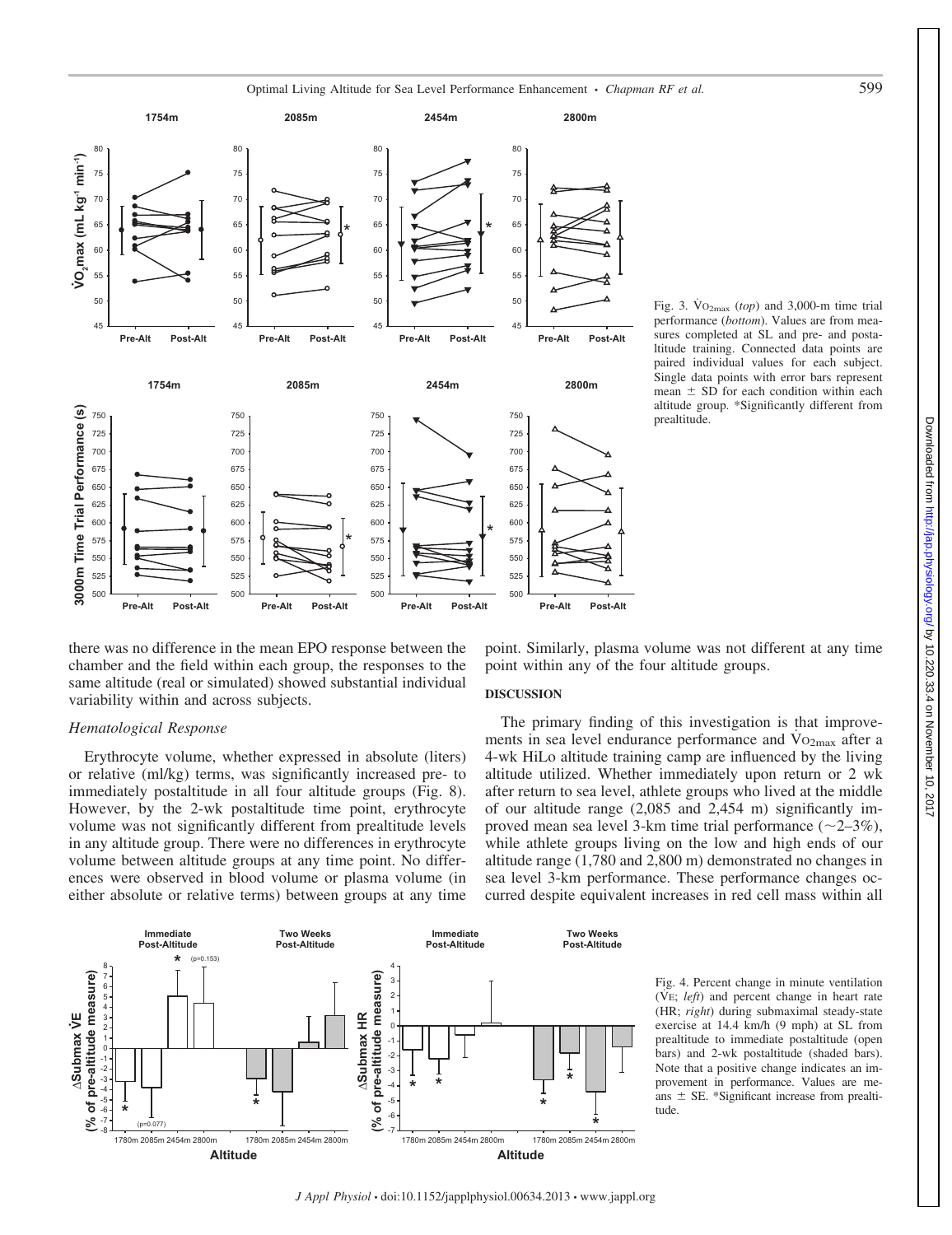Fig. 3. $\dot{V}O_{2max}$ (*top*) and 3,000-m time trial performance (*bottom*). Values are from measures completed at SL and pre- and postaltitude training. Connected data points are paired individual values for each subject. Single data points with error bars represent mean ± SD for each condition within each altitude group. *Significantly different from prealtitude.

there was no difference in the mean EPO response between the chamber and the field within each group, the responses to the same altitude (real or simulated) showed substantial individual variability within and across subjects.

### *Hematological Response*

Erythrocyte volume, whether expressed in absolute (liters) or relative (ml/kg) terms, was significantly increased pre- to immediately postaltitude in all four altitude groups (Fig. 8). However, by the 2-wk postaltitude time point, erythrocyte volume was not significantly different from prealtitude levels in any altitude group. There were no differences in erythrocyte volume between altitude groups at any time point. No differences were observed in blood volume or plasma volume (in either absolute or relative terms) between groups at any time point. Similarly, plasma volume was not different at any time point within any of the four altitude groups.

## DISCUSSION

The primary finding of this investigation is that improvements in sea level endurance performance and $\dot{V}O_{2max}$ after a 4-wk HiLo altitude training camp are influenced by the living altitude utilized. Whether immediately upon return or 2 wk after return to sea level, athlete groups who lived at the middle of our altitude range (2,085 and 2,454 m) significantly improved mean sea level 3-km time trial performance (~2–3%), while athlete groups living on the low and high ends of our altitude range (1,780 and 2,800 m) demonstrated no changes in sea level 3-km performance. These performance changes occurred despite equivalent increases in red cell mass within all

Fig. 4. Percent change in minute ventilation ($\dot{V}E$; *left*) and percent change in heart rate (HR; *right*) during submaximal steady-state exercise at 14.4 km/h (9 mph) at SL from prealtitude to immediate postaltitude (open bars) and 2-wk postaltitude (shaded bars). Note that a positive change indicates an improvement in performance. Values are means ± SE. *Significant increase from prealtitude.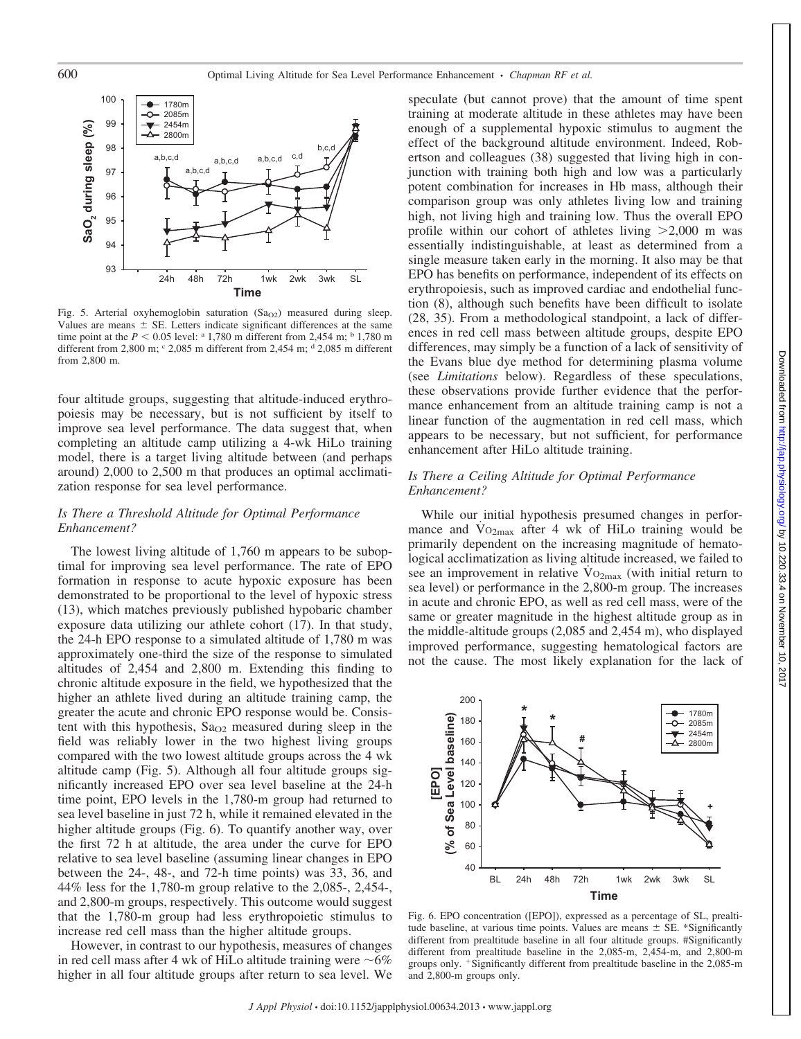Fig. 5. Arterial oxyhemoglobin saturation ($Sa_{O_2}$) measured during sleep. Values are means ± SE. Letters indicate significant differences at the same time point at the $P < 0.05$ level: [a] 1,780 m different from 2,454 m; [b] 1,780 m different from 2,800 m; [c] 2,085 m different from 2,454 m; [d] 2,085 m different from 2,800 m.

four altitude groups, suggesting that altitude-induced erythropoiesis may be necessary, but is not sufficient by itself to improve sea level performance. The data suggest that, when completing an altitude camp utilizing a 4-wk HiLo training model, there is a target living altitude between (and perhaps around) 2,000 to 2,500 m that produces an optimal acclimatization response for sea level performance.

### *Is There a Threshold Altitude for Optimal Performance Enhancement?*

The lowest living altitude of 1,760 m appears to be suboptimal for improving sea level performance. The rate of EPO formation in response to acute hypoxic exposure has been demonstrated to be proportional to the level of hypoxic stress (13), which matches previously published hypobaric chamber exposure data utilizing our athlete cohort (17). In that study, the 24-h EPO response to a simulated altitude of 1,780 m was approximately one-third the size of the response to simulated altitudes of 2,454 and 2,800 m. Extending this finding to chronic altitude exposure in the field, we hypothesized that the higher an athlete lived during an altitude training camp, the greater the acute and chronic EPO response would be. Consistent with this hypothesis, $Sa_{O_2}$ measured during sleep in the field was reliably lower in the two highest living groups compared with the two lowest altitude groups across the 4 wk altitude camp (Fig. 5). Although all four altitude groups significantly increased EPO over sea level baseline at the 24-h time point, EPO levels in the 1,780-m group had returned to sea level baseline in just 72 h, while it remained elevated in the higher altitude groups (Fig. 6). To quantify another way, over the first 72 h at altitude, the area under the curve for EPO relative to sea level baseline (assuming linear changes in EPO between the 24-, 48-, and 72-h time points) was 33, 36, and 44% less for the 1,780-m group relative to the 2,085-, 2,454-, and 2,800-m groups, respectively. This outcome would suggest that the 1,780-m group had less erythropoietic stimulus to increase red cell mass than the higher altitude groups.

However, in contrast to our hypothesis, measures of changes in red cell mass after 4 wk of HiLo altitude training were ~6% higher in all four altitude groups after return to sea level. We speculate (but cannot prove) that the amount of time spent training at moderate altitude in these athletes may have been enough of a supplemental hypoxic stimulus to augment the effect of the background altitude environment. Indeed, Robertson and colleagues (38) suggested that living high in conjunction with training both high and low was a particularly potent combination for increases in Hb mass, although their comparison group was only athletes living low and training high, not living high and training low. Thus the overall EPO profile within our cohort of athletes living >2,000 m was essentially indistinguishable, at least as determined from a single measure taken early in the morning. It also may be that EPO has benefits on performance, independent of its effects on erythropoiesis, such as improved cardiac and endothelial function (8), although such benefits have been difficult to isolate (28, 35). From a methodological standpoint, a lack of differences in red cell mass between altitude groups, despite EPO differences, may simply be a function of a lack of sensitivity of the Evans blue dye method for determining plasma volume (see *Limitations* below). Regardless of these speculations, these observations provide further evidence that the performance enhancement from an altitude training camp is not a linear function of the augmentation in red cell mass, which appears to be necessary, but not sufficient, for performance enhancement after HiLo altitude training.

### *Is There a Ceiling Altitude for Optimal Performance Enhancement?*

While our initial hypothesis presumed changes in performance and $\dot{V}O_{2max}$ after 4 wk of HiLo training would be primarily dependent on the increasing magnitude of hematological acclimatization as living altitude increased, we failed to see an improvement in relative $\dot{V}O_{2max}$ (with initial return to sea level) or performance in the 2,800-m group. The increases in acute and chronic EPO, as well as red cell mass, were of the same or greater magnitude in the highest altitude group as in the middle-altitude groups (2,085 and 2,454 m), who displayed improved performance, suggesting hematological factors are not the cause. The most likely explanation for the lack of

Fig. 6. EPO concentration ([EPO]), expressed as a percentage of SL, prealtitude baseline, at various time points. Values are means ± SE. *Significantly different from prealtitude baseline in all four altitude groups. #Significantly different from prealtitude baseline in the 2,085-m, 2,454-m, and 2,800-m groups only. [+]Significantly different from prealtitude baseline in the 2,085-m and 2,800-m groups only.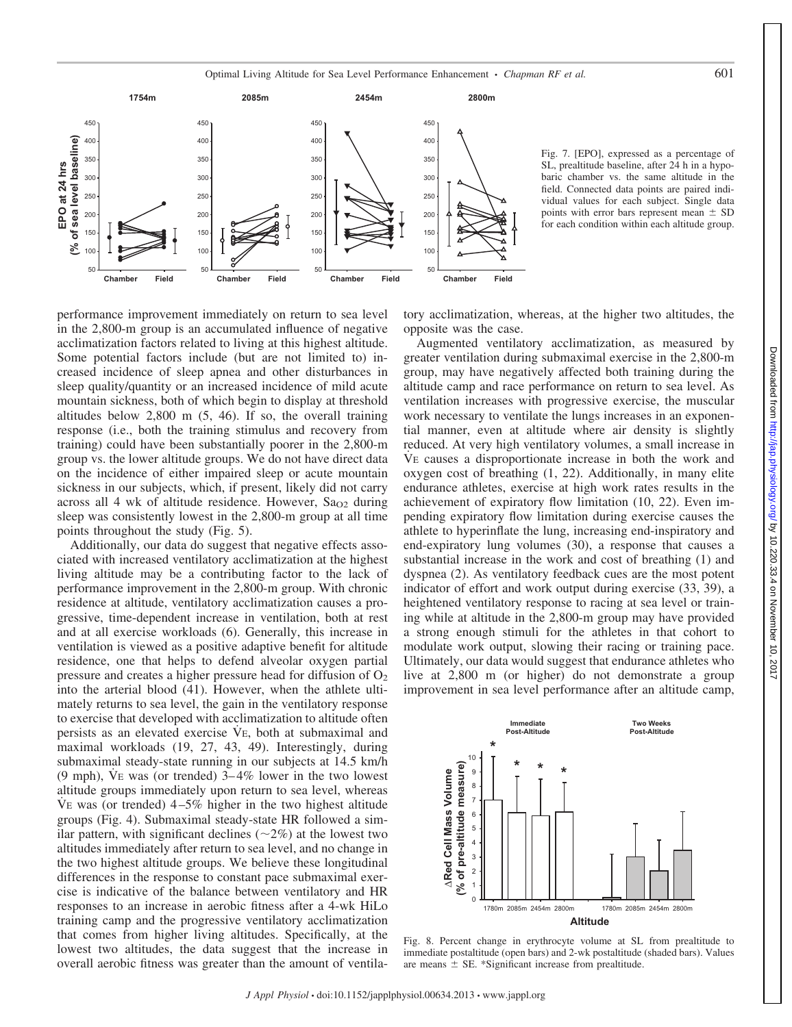Fig. 7. [EPO], expressed as a percentage of SL, prealtitude baseline, after 24 h in a hypobaric chamber vs. the same altitude in the field. Connected data points are paired individual values for each subject. Single data points with error bars represent mean ± SD for each condition within each altitude group.

performance improvement immediately on return to sea level in the 2,800-m group is an accumulated influence of negative acclimatization factors related to living at this highest altitude. Some potential factors include (but are not limited to) increased incidence of sleep apnea and other disturbances in sleep quality/quantity or an increased incidence of mild acute mountain sickness, both of which begin to display at threshold altitudes below 2,800 m (5, 46). If so, the overall training response (i.e., both the training stimulus and recovery from training) could have been substantially poorer in the 2,800-m group vs. the lower altitude groups. We do not have direct data on the incidence of either impaired sleep or acute mountain sickness in our subjects, which, if present, likely did not carry across all 4 wk of altitude residence. However, $Sa_{O_2}$ during sleep was consistently lowest in the 2,800-m group at all time points throughout the study (Fig. 5).

Additionally, our data do suggest that negative effects associated with increased ventilatory acclimatization at the highest living altitude may be a contributing factor to the lack of performance improvement in the 2,800-m group. With chronic residence at altitude, ventilatory acclimatization causes a progressive, time-dependent increase in ventilation, both at rest and at all exercise workloads (6). Generally, this increase in ventilation is viewed as a positive adaptive benefit for altitude residence, one that helps to defend alveolar oxygen partial pressure and creates a higher pressure head for diffusion of $O_2$ into the arterial blood (41). However, when the athlete ultimately returns to sea level, the gain in the ventilatory response to exercise that developed with acclimatization to altitude often persists as an elevated exercise $\dot{V}_E$, both at submaximal and maximal workloads (19, 27, 43, 49). Interestingly, during submaximal steady-state running in our subjects at 14.5 km/h (9 mph), $\dot{V}_E$ was (or trended) 3–4% lower in the two lowest altitude groups immediately upon return to sea level, whereas $\dot{V}_E$ was (or trended) 4–5% higher in the two highest altitude groups (Fig. 4). Submaximal steady-state HR followed a similar pattern, with significant declines (~2%) at the lowest two altitudes immediately after return to sea level, and no change in the two highest altitude groups. We believe these longitudinal differences in the response to constant pace submaximal exercise is indicative of the balance between ventilatory and HR responses to an increase in aerobic fitness after a 4-wk HiLo training camp and the progressive ventilatory acclimatization that comes from higher living altitudes. Specifically, at the lowest two altitudes, the data suggest that the increase in overall aerobic fitness was greater than the amount of ventilatory acclimatization, whereas, at the higher two altitudes, the opposite was the case.

Augmented ventilatory acclimatization, as measured by greater ventilation during submaximal exercise in the 2,800-m group, may have negatively affected both training during the altitude camp and race performance on return to sea level. As ventilation increases with progressive exercise, the muscular work necessary to ventilate the lungs increases in an exponential manner, even at altitude where air density is slightly reduced. At very high ventilatory volumes, a small increase in $\dot{V}_E$ causes a disproportionate increase in both the work and oxygen cost of breathing (1, 22). Additionally, in many elite endurance athletes, exercise at high work rates results in the achievement of expiratory flow limitation (10, 22). Even impending expiratory flow limitation during exercise causes the athlete to hyperinflate the lung, increasing end-inspiratory and end-expiratory lung volumes (30), a response that causes a substantial increase in the work and cost of breathing (1) and dyspnea (2). As ventilatory feedback cues are the most potent indicator of effort and work output during exercise (33, 39), a heightened ventilatory response to racing at sea level or training while at altitude in the 2,800-m group may have provided a strong enough stimuli for the athletes in that cohort to modulate work output, slowing their racing or training pace. Ultimately, our data would suggest that endurance athletes who live at 2,800 m (or higher) do not demonstrate a group improvement in sea level performance after an altitude camp,

Fig. 8. Percent change in erythrocyte volume at SL from prealtitude to immediate postaltitude (open bars) and 2-wk postaltitude (shaded bars). Values are means ± SE. *Significant increase from prealtitude.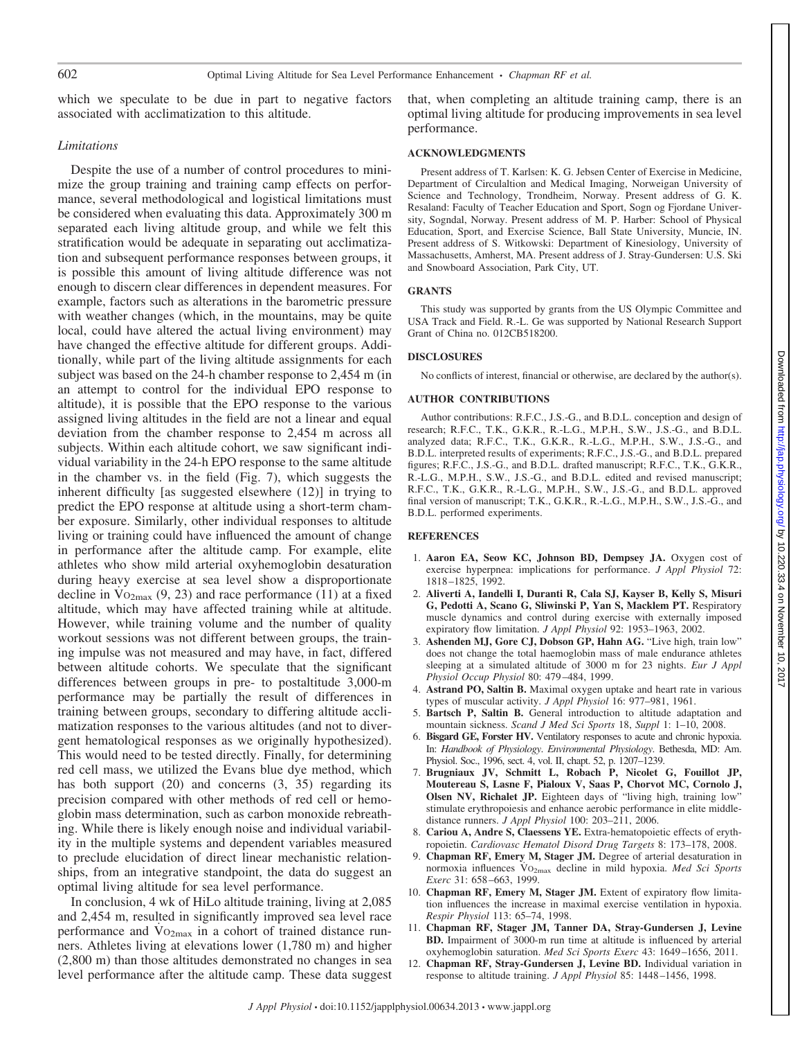which we speculate to be due in part to negative factors associated with acclimatization to this altitude.

### *Limitations*

Despite the use of a number of control procedures to minimize the group training and training camp effects on performance, several methodological and logistical limitations must be considered when evaluating this data. Approximately 300 m separated each living altitude group, and while we felt this stratification would be adequate in separating out acclimatization and subsequent performance responses between groups, it is possible this amount of living altitude difference was not enough to discern clear differences in dependent measures. For example, factors such as alterations in the barometric pressure with weather changes (which, in the mountains, may be quite local, could have altered the actual living environment) may have changed the effective altitude for different groups. Additionally, while part of the living altitude assignments for each subject was based on the 24-h chamber response to 2,454 m (in an attempt to control for the individual EPO response to altitude), it is possible that the EPO response to the various assigned living altitudes in the field are not a linear and equal deviation from the chamber response to 2,454 m across all subjects. Within each altitude cohort, we saw significant individual variability in the 24-h EPO response to the same altitude in the chamber vs. in the field (Fig. 7), which suggests the inherent difficulty [as suggested elsewhere (12)] in trying to predict the EPO response at altitude using a short-term chamber exposure. Similarly, other individual responses to altitude living or training could have influenced the amount of change in performance after the altitude camp. For example, elite athletes who show mild arterial oxyhemoglobin desaturation during heavy exercise at sea level show a disproportionate decline in $\dot{V}O_{2max}$ (9, 23) and race performance (11) at a fixed altitude, which may have affected training while at altitude. However, while training volume and the number of quality workout sessions was not different between groups, the training impulse was not measured and may have, in fact, differed between altitude cohorts. We speculate that the significant differences between groups in pre- to postaltitude 3,000-m performance may be partially the result of differences in training between groups, secondary to differing altitude acclimatization responses to the various altitudes (and not to divergent hematological responses as we originally hypothesized). This would need to be tested directly. Finally, for determining red cell mass, we utilized the Evans blue dye method, which has both support (20) and concerns (3, 35) regarding its precision compared with other methods of red cell or hemoglobin mass determination, such as carbon monoxide rebreathing. While there is likely enough noise and individual variability in the multiple systems and dependent variables measured to preclude elucidation of direct linear mechanistic relationships, from an integrative standpoint, the data do suggest an optimal living altitude for sea level performance.

In conclusion, 4 wk of HiLo altitude training, living at 2,085 and 2,454 m, resulted in significantly improved sea level race performance and $\dot{V}O_{2max}$ in a cohort of trained distance runners. Athletes living at elevations lower (1,780 m) and higher (2,800 m) than those altitudes demonstrated no changes in sea level performance after the altitude camp. These data suggest that, when completing an altitude training camp, there is an optimal living altitude for producing improvements in sea level performance.

## ACKNOWLEDGMENTS

Present address of T. Karlsen: K. G. Jebsen Center of Exercise in Medicine, Department of Circulaltion and Medical Imaging, Norweigan University of Science and Technology, Trondheim, Norway. Present address of G. K. Resaland: Faculty of Teacher Education and Sport, Sogn og Fjordane University, Sogndal, Norway. Present address of M. P. Harber: School of Physical Education, Sport, and Exercise Science, Ball State University, Muncie, IN. Present address of S. Witkowski: Department of Kinesiology, University of Massachusetts, Amherst, MA. Present address of J. Stray-Gundersen: U.S. Ski and Snowboard Association, Park City, UT.

## GRANTS

This study was supported by grants from the US Olympic Committee and USA Track and Field. R.-L. Ge was supported by National Research Support Grant of China no. 012CB518200.

## DISCLOSURES

No conflicts of interest, financial or otherwise, are declared by the author(s).

## AUTHOR CONTRIBUTIONS

Author contributions: R.F.C., J.S.-G., and B.D.L. conception and design of research; R.F.C., T.K., G.K.R., R.-L.G., M.P.H., S.W., J.S.-G., and B.D.L. analyzed data; R.F.C., T.K., G.K.R., R.-L.G., M.P.H., S.W., J.S.-G., and B.D.L. interpreted results of experiments; R.F.C., J.S.-G., and B.D.L. prepared figures; R.F.C., J.S.-G., and B.D.L. drafted manuscript; R.F.C., T.K., G.K.R., R.-L.G., M.P.H., S.W., J.S.-G., and B.D.L. edited and revised manuscript; R.F.C., T.K., G.K.R., R.-L.G., M.P.H., S.W., J.S.-G., and B.D.L. approved final version of manuscript; T.K., G.K.R., R.-L.G., M.P.H., S.W., J.S.-G., and B.D.L. performed experiments.

## REFERENCES

1. **Aaron EA, Seow KC, Johnson BD, Dempsey JA.** Oxygen cost of exercise hyperpnea: implications for performance. *J Appl Physiol* 72: 1818–1825, 1992.
2. **Aliverti A, Iandelli I, Duranti R, Cala SJ, Kayser B, Kelly S, Misuri G, Pedotti A, Scano G, Sliwinski P, Yan S, Macklem PT.** Respiratory muscle dynamics and control during exercise with externally imposed expiratory flow limitation. *J Appl Physiol* 92: 1953–1963, 2002.
3. **Ashenden MJ, Gore CJ, Dobson GP, Hahn AG.** "Live high, train low" does not change the total haemoglobin mass of male endurance athletes sleeping at a simulated altitude of 3000 m for 23 nights. *Eur J Appl Physiol Occup Physiol* 80: 479–484, 1999.
4. **Astrand PO, Saltin B.** Maximal oxygen uptake and heart rate in various types of muscular activity. *J Appl Physiol* 16: 977–981, 1961.
5. **Bartsch P, Saltin B.** General introduction to altitude adaptation and mountain sickness. *Scand J Med Sci Sports* 18, *Suppl* 1: 1–10, 2008.
6. **Bisgard GE, Forster HV.** Ventilatory responses to acute and chronic hypoxia. In: *Handbook of Physiology*. *Environmental Physiology*. Bethesda, MD: Am. Physiol. Soc., 1996, sect. 4, vol. II, chapt. 52, p. 1207–1239.
7. **Brugniaux JV, Schmitt L, Robach P, Nicolet G, Fouillot JP, Moutereau S, Lasne F, Pialoux V, Saas P, Chorvot MC, Cornolo J, Olsen NV, Richalet JP.** Eighteen days of "living high, training low" stimulate erythropoiesis and enhance aerobic performance in elite middle-distance runners. *J Appl Physiol* 100: 203–211, 2006.
8. **Cariou A, Andre S, Claessens YE.** Extra-hematopoietic effects of erythropoietin. *Cardiovasc Hematol Disord Drug Targets* 8: 173–178, 2008.
9. **Chapman RF, Emery M, Stager JM.** Degree of arterial desaturation in normoxia influences $\dot{V}O_{2max}$ decline in mild hypoxia. *Med Sci Sports Exerc* 31: 658–663, 1999.
10. **Chapman RF, Emery M, Stager JM.** Extent of expiratory flow limitation influences the increase in maximal exercise ventilation in hypoxia. *Respir Physiol* 113: 65–74, 1998.
11. **Chapman RF, Stager JM, Tanner DA, Stray-Gundersen J, Levine BD.** Impairment of 3000-m run time at altitude is influenced by arterial oxyhemoglobin saturation. *Med Sci Sports Exerc* 43: 1649–1656, 2011.
12. **Chapman RF, Stray-Gundersen J, Levine BD.** Individual variation in response to altitude training. *J Appl Physiol* 85: 1448–1456, 1998.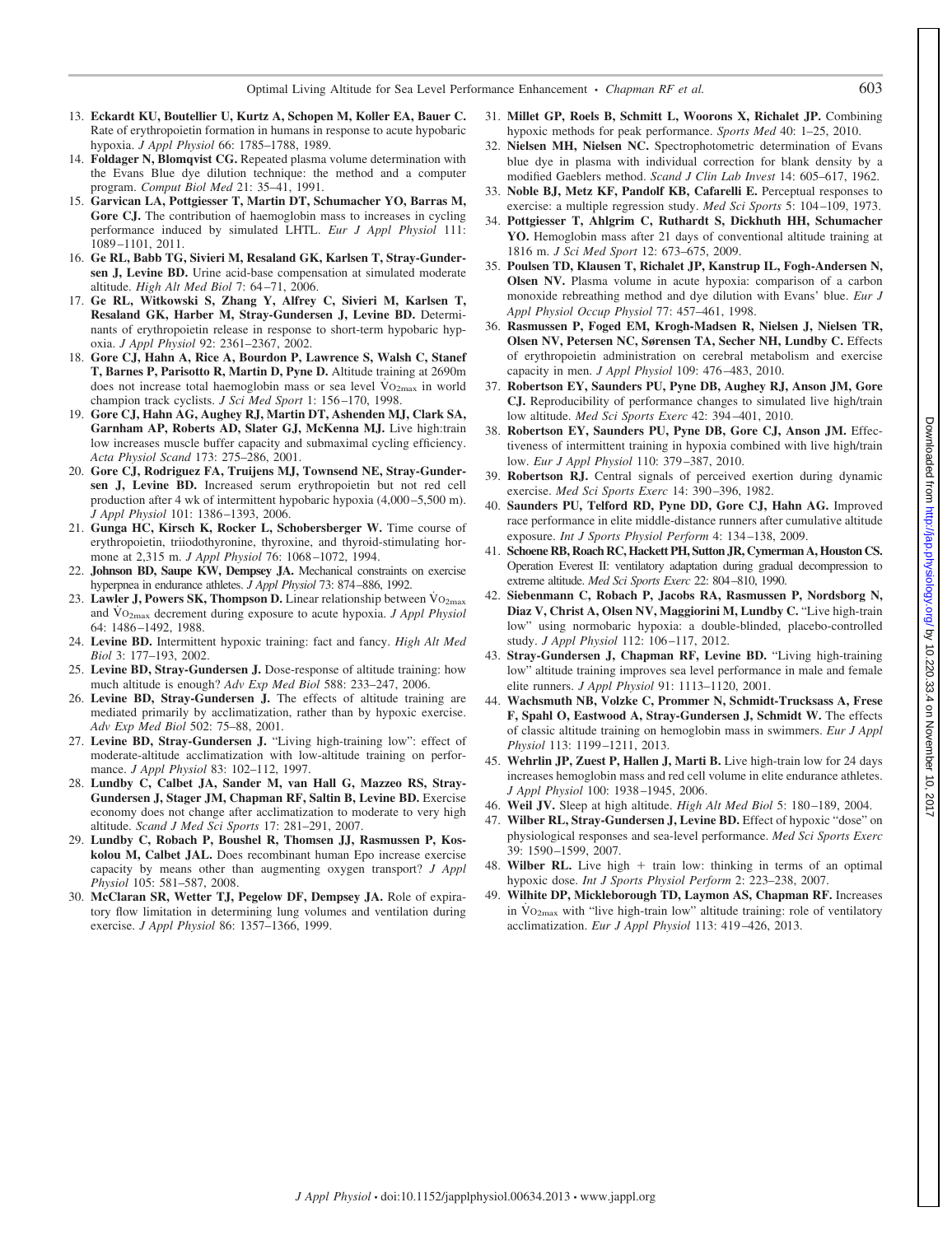13. **Eckardt KU, Boutellier U, Kurtz A, Schopen M, Koller EA, Bauer C.** Rate of erythropoietin formation in humans in response to acute hypobaric hypoxia. *J Appl Physiol* 66: 1785–1788, 1989.
14. **Foldager N, Blomqvist CG.** Repeated plasma volume determination with the Evans Blue dye dilution technique: the method and a computer program. *Comput Biol Med* 21: 35–41, 1991.
15. **Garvican LA, Pottgiesser T, Martin DT, Schumacher YO, Barras M, Gore CJ.** The contribution of haemoglobin mass to increases in cycling performance induced by simulated LHTL. *Eur J Appl Physiol* 111: 1089–1101, 2011.
16. **Ge RL, Babb TG, Sivieri M, Resaland GK, Karlsen T, Stray-Gundersen J, Levine BD.** Urine acid-base compensation at simulated moderate altitude. *High Alt Med Biol* 7: 64–71, 2006.
17. **Ge RL, Witkowski S, Zhang Y, Alfrey C, Sivieri M, Karlsen T, Resaland GK, Harber M, Stray-Gundersen J, Levine BD.** Determinants of erythropoietin release in response to short-term hypobaric hypoxia. *J Appl Physiol* 92: 2361–2367, 2002.
18. **Gore CJ, Hahn A, Rice A, Bourdon P, Lawrence S, Walsh C, Stanef T, Barnes P, Parisotto R, Martin D, Pyne D.** Altitude training at 2690m does not increase total haemoglobin mass or sea level $\dot{V}O_{2max}$ in world champion track cyclists. *J Sci Med Sport* 1: 156–170, 1998.
19. **Gore CJ, Hahn AG, Aughey RJ, Martin DT, Ashenden MJ, Clark SA, Garnham AP, Roberts AD, Slater GJ, McKenna MJ.** Live high:train low increases muscle buffer capacity and submaximal cycling efficiency. *Acta Physiol Scand* 173: 275–286, 2001.
20. **Gore CJ, Rodriguez FA, Truijens MJ, Townsend NE, Stray-Gundersen J, Levine BD.** Increased serum erythropoietin but not red cell production after 4 wk of intermittent hypobaric hypoxia (4,000–5,500 m). *J Appl Physiol* 101: 1386–1393, 2006.
21. **Gunga HC, Kirsch K, Rocker L, Schobersberger W.** Time course of erythropoietin, triiodothyronine, thyroxine, and thyroid-stimulating hormone at 2,315 m. *J Appl Physiol* 76: 1068–1072, 1994.
22. **Johnson BD, Saupe KW, Dempsey JA.** Mechanical constraints on exercise hyperpnea in endurance athletes. *J Appl Physiol* 73: 874–886, 1992.
23. **Lawler J, Powers SK, Thompson D.** Linear relationship between $\dot{V}O_{2max}$ and $\dot{V}O_{2max}$ decrement during exposure to acute hypoxia. *J Appl Physiol* 64: 1486–1492, 1988.
24. **Levine BD.** Intermittent hypoxic training: fact and fancy. *High Alt Med Biol* 3: 177–193, 2002.
25. **Levine BD, Stray-Gundersen J.** Dose-response of altitude training: how much altitude is enough? *Adv Exp Med Biol* 588: 233–247, 2006.
26. **Levine BD, Stray-Gundersen J.** The effects of altitude training are mediated primarily by acclimatization, rather than by hypoxic exercise. *Adv Exp Med Biol* 502: 75–88, 2001.
27. **Levine BD, Stray-Gundersen J.** "Living high-training low": effect of moderate-altitude acclimatization with low-altitude training on performance. *J Appl Physiol* 83: 102–112, 1997.
28. **Lundby C, Calbet JA, Sander M, van Hall G, Mazzeo RS, Stray-Gundersen J, Stager JM, Chapman RF, Saltin B, Levine BD.** Exercise economy does not change after acclimatization to moderate to very high altitude. *Scand J Med Sci Sports* 17: 281–291, 2007.
29. **Lundby C, Robach P, Boushel R, Thomsen JJ, Rasmussen P, Koskolou M, Calbet JAL.** Does recombinant human Epo increase exercise capacity by means other than augmenting oxygen transport? *J Appl Physiol* 105: 581–587, 2008.
30. **McClaran SR, Wetter TJ, Pegelow DF, Dempsey JA.** Role of expiratory flow limitation in determining lung volumes and ventilation during exercise. *J Appl Physiol* 86: 1357–1366, 1999.
31. **Millet GP, Roels B, Schmitt L, Woorons X, Richalet JP.** Combining hypoxic methods for peak performance. *Sports Med* 40: 1–25, 2010.
32. **Nielsen MH, Nielsen NC.** Spectrophotometric determination of Evans blue dye in plasma with individual correction for blank density by a modified Gaeblers method. *Scand J Clin Lab Invest* 14: 605–617, 1962.
33. **Noble BJ, Metz KF, Pandolf KB, Cafarelli E.** Perceptual responses to exercise: a multiple regression study. *Med Sci Sports* 5: 104–109, 1973.
34. **Pottgiesser T, Ahlgrim C, Ruthardt S, Dickhuth HH, Schumacher YO.** Hemoglobin mass after 21 days of conventional altitude training at 1816 m. *J Sci Med Sport* 12: 673–675, 2009.
35. **Poulsen TD, Klausen T, Richalet JP, Kanstrup IL, Fogh-Andersen N, Olsen NV.** Plasma volume in acute hypoxia: comparison of a carbon monoxide rebreathing method and dye dilution with Evans' blue. *Eur J Appl Physiol Occup Physiol* 77: 457–461, 1998.
36. **Rasmussen P, Foged EM, Krogh-Madsen R, Nielsen J, Nielsen TR, Olsen NV, Petersen NC, Sørensen TA, Secher NH, Lundby C.** Effects of erythropoietin administration on cerebral metabolism and exercise capacity in men. *J Appl Physiol* 109: 476–483, 2010.
37. **Robertson EY, Saunders PU, Pyne DB, Aughey RJ, Anson JM, Gore CJ.** Reproducibility of performance changes to simulated live high/train low altitude. *Med Sci Sports Exerc* 42: 394–401, 2010.
38. **Robertson EY, Saunders PU, Pyne DB, Gore CJ, Anson JM.** Effectiveness of intermittent training in hypoxia combined with live high/train low. *Eur J Appl Physiol* 110: 379–387, 2010.
39. **Robertson RJ.** Central signals of perceived exertion during dynamic exercise. *Med Sci Sports Exerc* 14: 390–396, 1982.
40. **Saunders PU, Telford RD, Pyne DD, Gore CJ, Hahn AG.** Improved race performance in elite middle-distance runners after cumulative altitude exposure. *Int J Sports Physiol Perform* 4: 134–138, 2009.
41. **Schoene RB, Roach RC, Hackett PH, Sutton JR, Cymerman A, Houston CS.** Operation Everest II: ventilatory adaptation during gradual decompression to extreme altitude. *Med Sci Sports Exerc* 22: 804–810, 1990.
42. **Siebenmann C, Robach P, Jacobs RA, Rasmussen P, Nordsborg N, Diaz V, Christ A, Olsen NV, Maggiorini M, Lundby C.** "Live high-train low" using normobaric hypoxia: a double-blinded, placebo-controlled study. *J Appl Physiol* 112: 106–117, 2012.
43. **Stray-Gundersen J, Chapman RF, Levine BD.** "Living high-training low" altitude training improves sea level performance in male and female elite runners. *J Appl Physiol* 91: 1113–1120, 2001.
44. **Wachsmuth NB, Volzke C, Prommer N, Schmidt-Trucksass A, Frese F, Spahl O, Eastwood A, Stray-Gundersen J, Schmidt W.** The effects of classic altitude training on hemoglobin mass in swimmers. *Eur J Appl Physiol* 113: 1199–1211, 2013.
45. **Wehrlin JP, Zuest P, Hallen J, Marti B.** Live high-train low for 24 days increases hemoglobin mass and red cell volume in elite endurance athletes. *J Appl Physiol* 100: 1938–1945, 2006.
46. **Weil JV.** Sleep at high altitude. *High Alt Med Biol* 5: 180–189, 2004.
47. **Wilber RL, Stray-Gundersen J, Levine BD.** Effect of hypoxic "dose" on physiological responses and sea-level performance. *Med Sci Sports Exerc* 39: 1590–1599, 2007.
48. **Wilber RL.** Live high + train low: thinking in terms of an optimal hypoxic dose. *Int J Sports Physiol Perform* 2: 223–238, 2007.
49. **Wilhite DP, Mickleborough TD, Laymon AS, Chapman RF.** Increases in $\dot{V}O_{2max}$ with "live high-train low" altitude training: role of ventilatory acclimatization. *Eur J Appl Physiol* 113: 419–426, 2013.